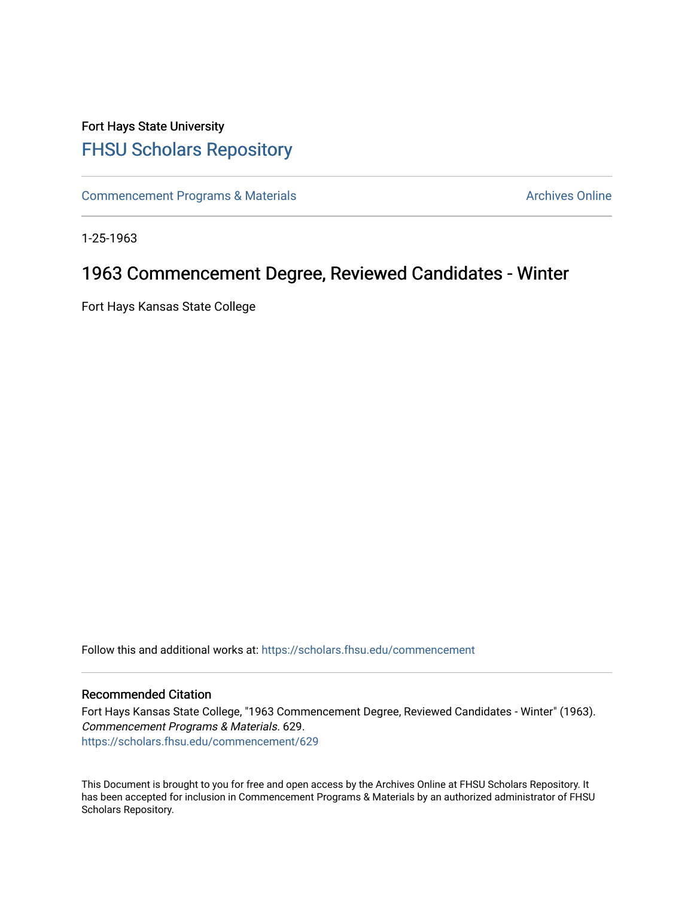Fort Hays State University

# FHSU Scholars Repository

Commencement Programs & Materials | Archives Online

1-25-1963

## 1963 Commencement Degree, Reviewed Candidates - Winter

Fort Hays Kansas State College

Follow this and additional works at: https://scholars.fhsu.edu/commencement

### Recommended Citation

Fort Hays Kansas State College, "1963 Commencement Degree, Reviewed Candidates - Winter" (1963). *Commencement Programs & Materials*. 629.
https://scholars.fhsu.edu/commencement/629

This Document is brought to you for free and open access by the Archives Online at FHSU Scholars Repository. It has been accepted for inclusion in Commencement Programs & Materials by an authorized administrator of FHSU Scholars Repository.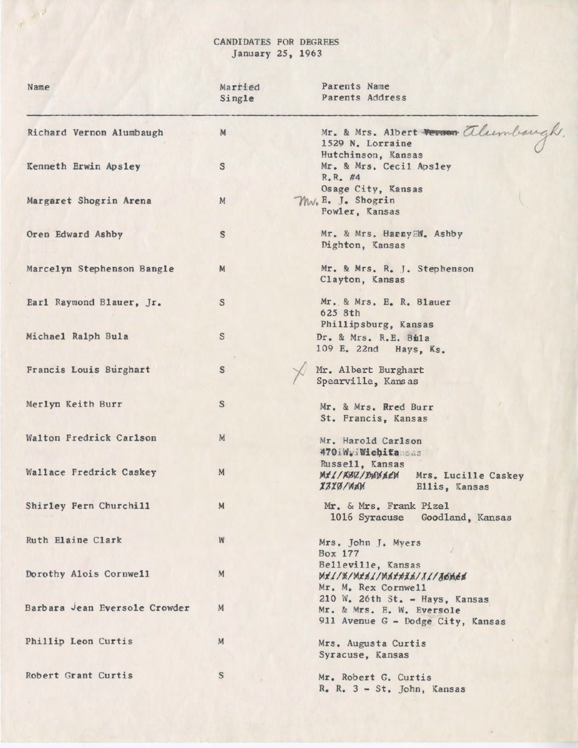# CANDIDATES FOR DEGREES
January 25, 1963

| Name | Married Single | Parents Name Parents Address |
|---|---|---|
| Richard Vernon Alumbaugh | M | Mr. & Mrs. Albert ~~Vernon~~ Alumbaugh, 1529 N. Lorraine, Hutchinson, Kansas |
| Kenneth Erwin Apsley | S | Mr. & Mrs. Cecil Apsley, R.R. #4, Osage City, Kansas |
| Margaret Shogrin Arena | M | Mr. E. J. Shogrin, Fowler, Kansas |
| Oren Edward Ashby | S | Mr. & Mrs. HarryEW. Ashby, Dighton, Kansas |
| Marcelyn Stephenson Bangle | M | Mr. & Mrs. R. J. Stephenson, Clayton, Kansas |
| Earl Raymond Blauer, Jr. | S | Mr. & Mrs. E. R. Blauer, 625 8th, Phillipsburg, Kansas |
| Michael Ralph Bula | S | Dr. & Mrs. R.E. Bula, 109 E. 22nd Hays, Ks. |
| Francis Louis Burghart | S | Mr. Albert Burghart, Spearville, Kansas |
| Merlyn Keith Burr | S | Mr. & Mrs. Rred Burr, St. Francis, Kansas |
| Walton Fredrick Carlson | M | Mr. Harold Carlson, 470 W. Wichita, Russell, Kansas |
| Wallace Fredrick Caskey | M | ~~Mr. & Mrs. Duncan 1310 Main~~ Mrs. Lucille Caskey, Ellis, Kansas |
| Shirley Fern Churchill | M | Mr. & Mrs. Frank Pizel, 1016 Syracuse Goodland, Kansas |
| Ruth Elaine Clark | W | Mrs. John J. Myers, Box 177, Belleville, Kansas |
| Dorothy Alois Cornwell | M | ~~Mr. & Mrs. Martin J. Jones~~ Mr. M. Rex Cornwell, 210 W. 26th St. - Hays, Kansas |
| Barbara Jean Eversole Crowder | M | Mr. & Mrs. E. W. Eversole, 911 Avenue G - Dodge City, Kansas |
| Phillip Leon Curtis | M | Mrs. Augusta Curtis, Syracuse, Kansas |
| Robert Grant Curtis | S | Mr. Robert G. Curtis, R. R. 3 - St. John, Kansas |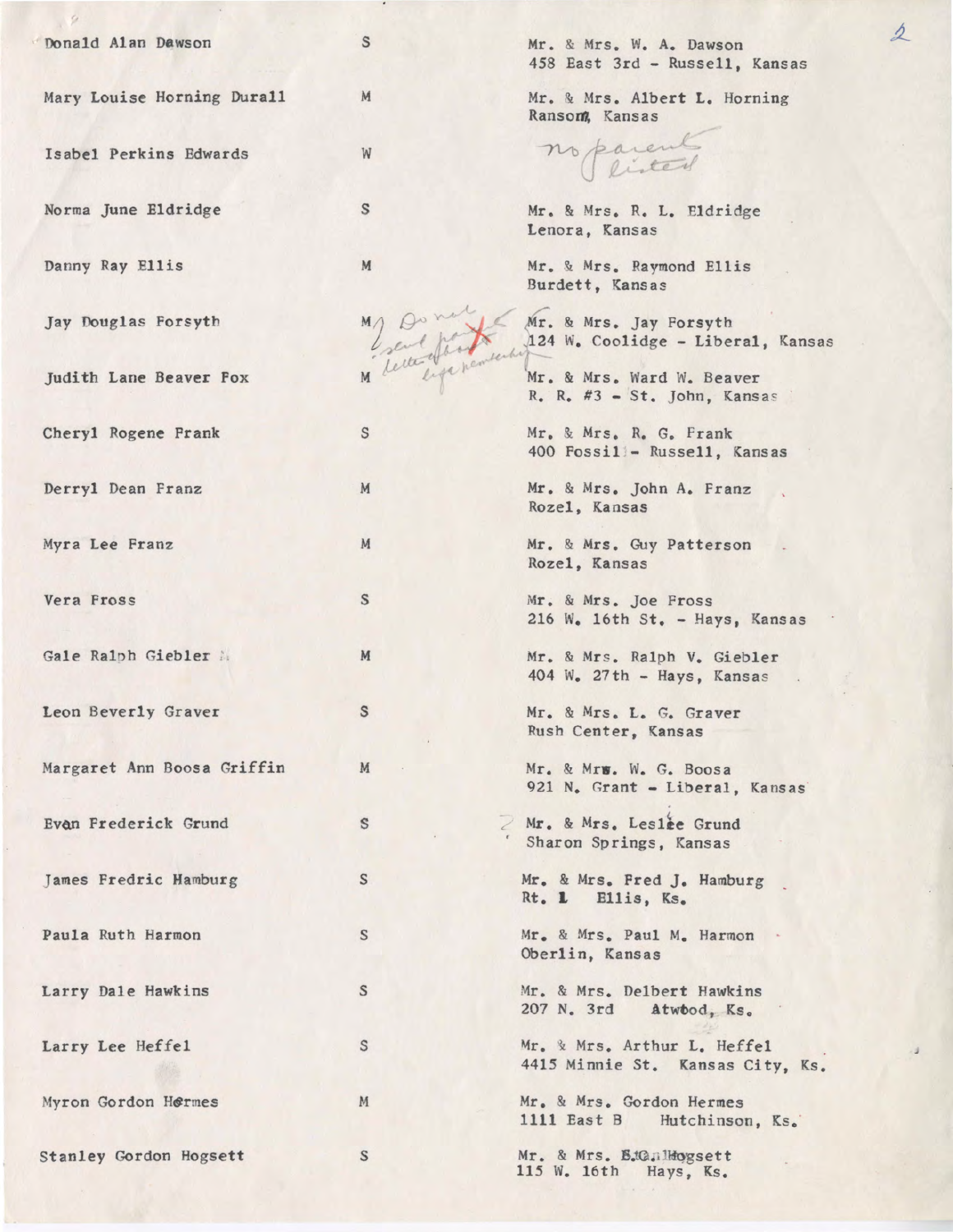| Name | Status | Parents / Address |
| --- | --- | --- |
| Donald Alan Dawson | S | Mr. & Mrs. W. A. Dawson<br>458 East 3rd - Russell, Kansas |
| Mary Louise Horning Durall | M | Mr. & Mrs. Albert L. Horning<br>Ransom, Kansas |
| Isabel Perkins Edwards | W | no parents listed |
| Norma June Eldridge | S | Mr. & Mrs. R. L. Eldridge<br>Lenora, Kansas |
| Danny Ray Ellis | M | Mr. & Mrs. Raymond Ellis<br>Burdett, Kansas |
| Jay Douglas Forsyth | M Do not send parents letter of pledge membership | Mr. & Mrs. Jay Forsyth<br>124 W. Coolidge - Liberal, Kansas |
| Judith Lane Beaver Fox | M | Mr. & Mrs. Ward W. Beaver<br>R. R. #3 - St. John, Kansas |
| Cheryl Rogene Frank | S | Mr. & Mrs. R. G. Frank<br>400 Fossil - Russell, Kansas |
| Derryl Dean Franz | M | Mr. & Mrs. John A. Franz<br>Rozel, Kansas |
| Myra Lee Franz | M | Mr. & Mrs. Guy Patterson<br>Rozel, Kansas |
| Vera Fross | S | Mr. & Mrs. Joe Fross<br>216 W. 16th St. - Hays, Kansas |
| Gale Ralph Giebler | M | Mr. & Mrs. Ralph V. Giebler<br>404 W. 27th - Hays, Kansas |
| Leon Beverly Graver | S | Mr. & Mrs. L. G. Graver<br>Rush Center, Kansas |
| Margaret Ann Boosa Griffin | M | Mr. & Mrs. W. G. Boosa<br>921 N. Grant - Liberal, Kansas |
| Evan Frederick Grund | S | Mr. & Mrs. Leslie Grund<br>Sharon Springs, Kansas |
| James Fredric Hamburg | S | Mr. & Mrs. Fred J. Hamburg<br>Rt. 1 Ellis, Ks. |
| Paula Ruth Harmon | S | Mr. & Mrs. Paul M. Harmon<br>Oberlin, Kansas |
| Larry Dale Hawkins | S | Mr. & Mrs. Delbert Hawkins<br>207 N. 3rd Atwood, Ks. |
| Larry Lee Heffel | S | Mr. & Mrs. Arthur L. Heffel<br>4415 Minnie St. Kansas City, Ks. |
| Myron Gordon Hermes | M | Mr. & Mrs. Gordon Hermes<br>1111 East B Hutchinson, Ks. |
| Stanley Gordon Hogsett | S | Mr. & Mrs. E. G. Hogsett<br>115 W. 16th Hays, Ks. |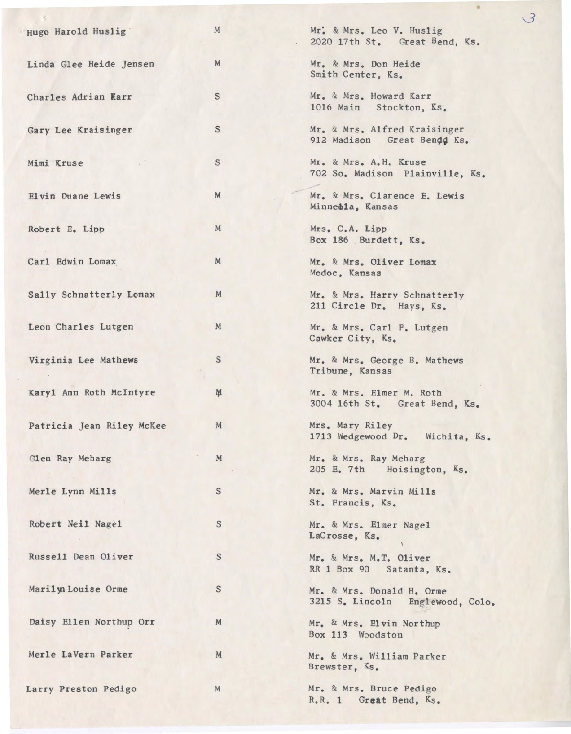| | | |
|---|---|---|
| Hugo Harold Huslig | M | Mr. & Mrs. Leo V. Huslig<br>2020 17th St. Great Bend, Ks. |
| Linda Glee Heide Jensen | M | Mr. & Mrs. Don Heide<br>Smith Center, Ks. |
| Charles Adrian Karr | S | Mr. & Mrs. Howard Karr<br>1016 Main Stockton, Ks. |
| Gary Lee Kraisinger | S | Mr. & Mrs. Alfred Kraisinger<br>912 Madison Great Bend Ks. |
| Mimi Kruse | S | Mr. & Mrs. A.H. Kruse<br>702 So. Madison Plainville, Ks. |
| Elvin Duane Lewis | M | Mr. & Mrs. Clarence E. Lewis<br>Minneola, Kansas |
| Robert E. Lipp | M | Mrs. C.A. Lipp<br>Box 186 Burdett, Ks. |
| Carl Edwin Lomax | M | Mr. & Mrs. Oliver Lomax<br>Modoc, Kansas |
| Sally Schnatterly Lomax | M | Mr. & Mrs. Harry Schnatterly<br>211 Circle Dr. Hays, Ks. |
| Leon Charles Lutgen | M | Mr. & Mrs. Carl F. Lutgen<br>Cawker City, Ks. |
| Virginia Lee Mathews | S | Mr. & Mrs. George B. Mathews<br>Tribune, Kansas |
| Karyl Ann Roth McIntyre | M | Mr. & Mrs. Elmer M. Roth<br>3004 16th St. Great Bend, Ks. |
| Patricia Jean Riley McKee | M | Mrs. Mary Riley<br>1713 Wedgewood Dr. Wichita, Ks. |
| Glen Ray Meharg | M | Mr. & Mrs. Ray Meharg<br>205 E. 7th Hoisington, Ks. |
| Merle Lynn Mills | S | Mr. & Mrs. Marvin Mills<br>St. Francis, Ks. |
| Robert Neil Nagel | S | Mr. & Mrs. Elmer Nagel<br>LaCrosse, Ks. |
| Russell Dean Oliver | S | Mr. & Mrs. M.T. Oliver<br>RR 1 Box 90 Satanta, Ks. |
| Marilyn Louise Orme | S | Mr. & Mrs. Donald H. Orme<br>3215 S. Lincoln Englewood, Colo. |
| Daisy Ellen Northup Orr | M | Mr. & Mrs. Elvin Northup<br>Box 113 Woodston |
| Merle LaVern Parker | M | Mr. & Mrs. William Parker<br>Brewster, Ks. |
| Larry Preston Pedigo | M | Mr. & Mrs. Bruce Pedigo<br>R.R. 1 Great Bend, Ks. |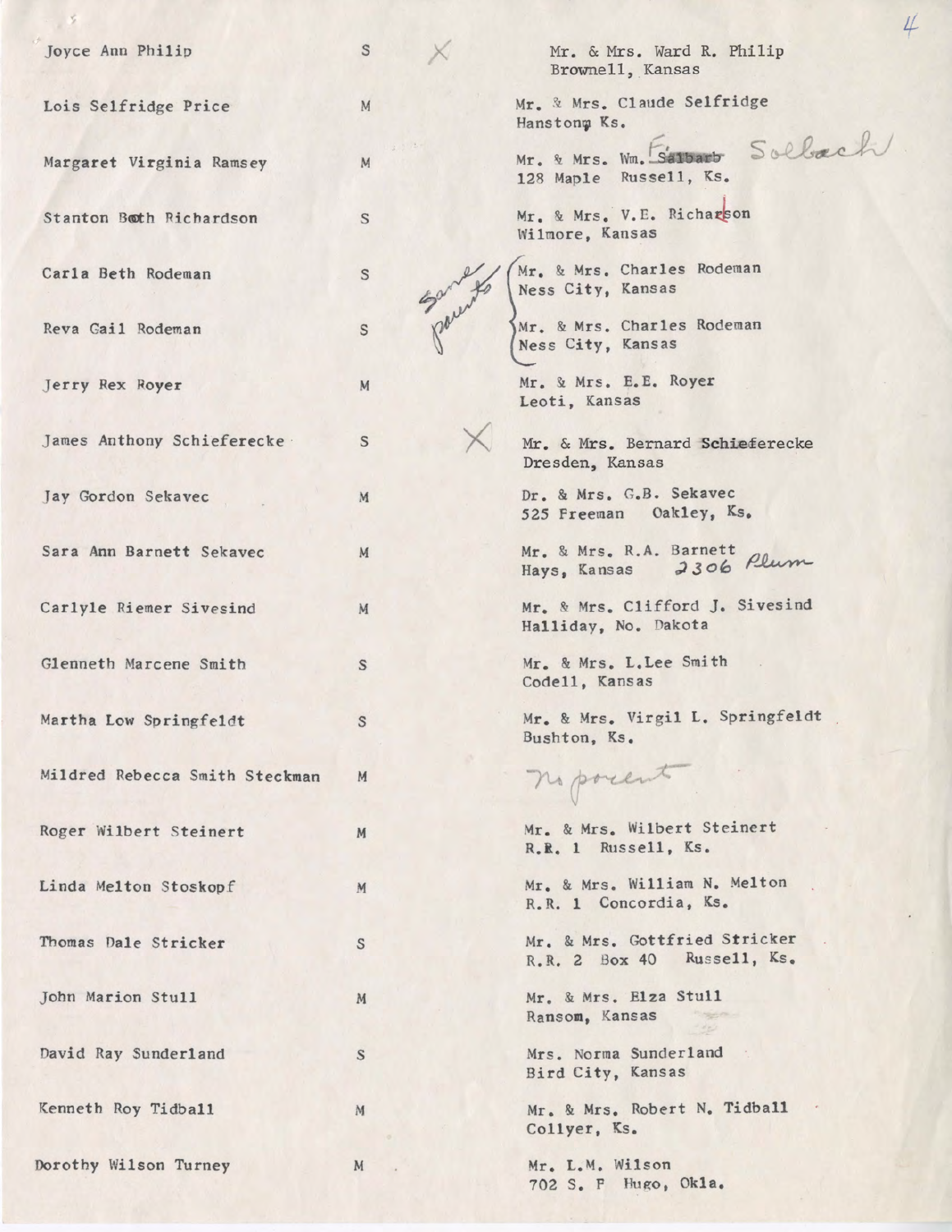| | | | |
|---|---|---|---|
| Joyce Ann Philip | S | X | Mr. & Mrs. Ward R. Philip<br>Brownell, Kansas |
| Lois Selfridge Price | M | | Mr. & Mrs. Claude Selfridge<br>Hanstonp Ks. |
| Margaret Virginia Ramsey | M | | Mr. & Mrs. Wm. ~~Salbarb~~ Solbach<br>128 Maple Russell, Ks. |
| Stanton Both Richardson | S | | Mr. & Mrs. V.E. Richarson<br>Wilmore, Kansas |
| Carla Beth Rodeman | S | Same parents | Mr. & Mrs. Charles Rodeman<br>Ness City, Kansas |
| Reva Gail Rodeman | S | | Mr. & Mrs. Charles Rodeman<br>Ness City, Kansas |
| Jerry Rex Royer | M | | Mr. & Mrs. E.E. Royer<br>Leoti, Kansas |
| James Anthony Schieferecke | S | X | Mr. & Mrs. Bernard Schieferecke<br>Dresden, Kansas |
| Jay Gordon Sekavec | M | | Dr. & Mrs. G.B. Sekavec<br>525 Freeman Oakley, Ks. |
| Sara Ann Barnett Sekavec | M | | Mr. & Mrs. R.A. Barnett<br>Hays, Kansas 2306 Plum |
| Carlyle Riemer Sivesind | M | | Mr. & Mrs. Clifford J. Sivesind<br>Halliday, No. Dakota |
| Glenneth Marcene Smith | S | | Mr. & Mrs. L.Lee Smith<br>Codell, Kansas |
| Martha Low Springfeldt | S | | Mr. & Mrs. Virgil L. Springfeldt<br>Bushton, Ks. |
| Mildred Rebecca Smith Steckman | M | | no parent |
| Roger Wilbert Steinert | M | | Mr. & Mrs. Wilbert Steinert<br>R.R. 1 Russell, Ks. |
| Linda Melton Stoskopf | M | | Mr. & Mrs. William N. Melton<br>R.R. 1 Concordia, Ks. |
| Thomas Dale Stricker | S | | Mr. & Mrs. Gottfried Stricker<br>R.R. 2 Box 40 Russell, Ks. |
| John Marion Stull | M | | Mr. & Mrs. Elza Stull<br>Ransom, Kansas |
| David Ray Sunderland | S | | Mrs. Norma Sunderland<br>Bird City, Kansas |
| Kenneth Roy Tidball | M | | Mr. & Mrs. Robert N. Tidball<br>Collyer, Ks. |
| Dorothy Wilson Turney | M | | Mr. L.M. Wilson<br>702 S. F Hugo, Okla. |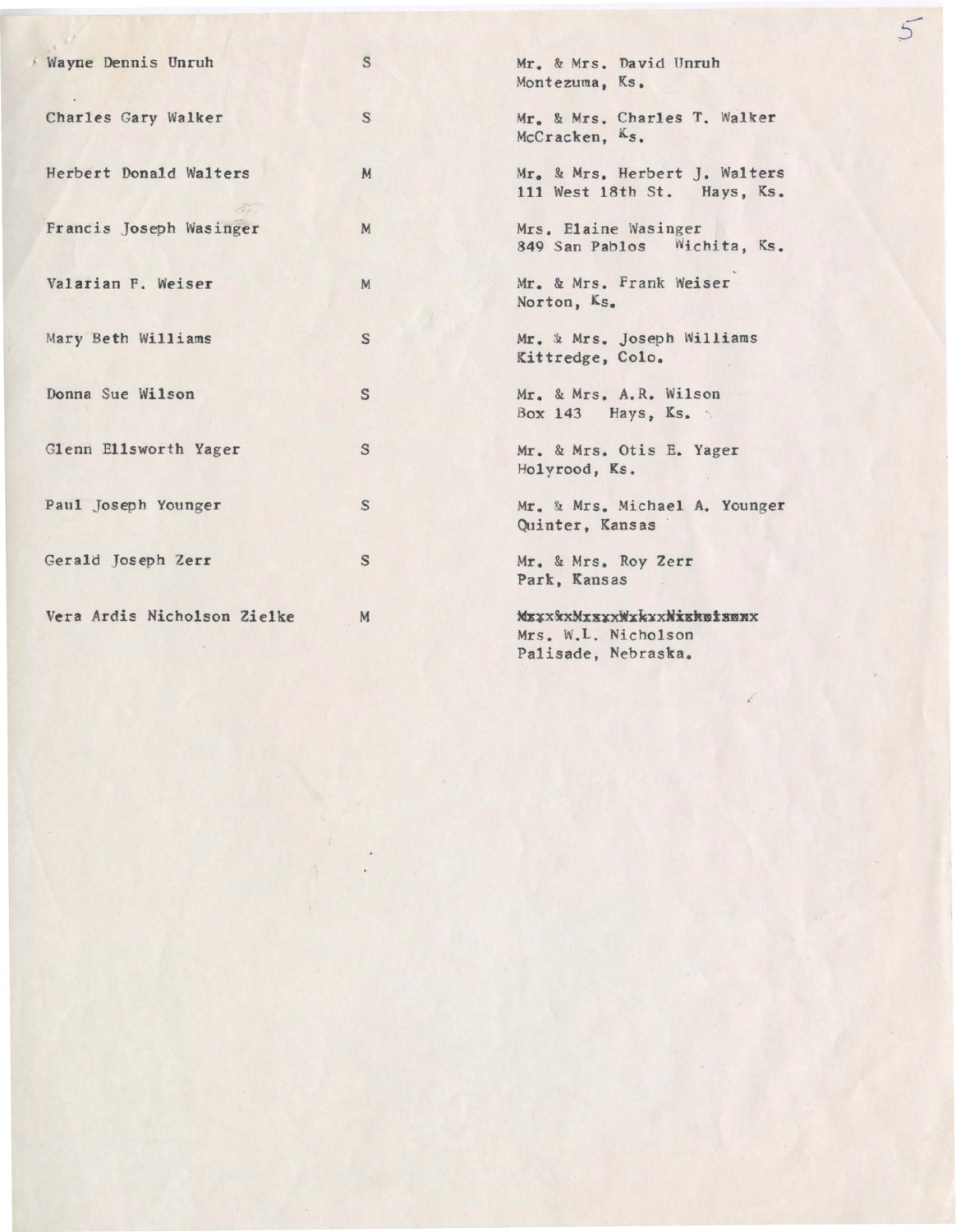| | | |
|---|---|---|
| Wayne Dennis Unruh | S | Mr. & Mrs. David Unruh<br>Montezuma, Ks. |
| Charles Gary Walker | S | Mr. & Mrs. Charles T. Walker<br>McCracken, Ks. |
| Herbert Donald Walters | M | Mr. & Mrs. Herbert J. Walters<br>111 West 18th St. Hays, Ks. |
| Francis Joseph Wasinger | M | Mrs. Elaine Wasinger<br>849 San Pablos Wichita, Ks. |
| Valarian F. Weiser | M | Mr. & Mrs. Frank Weiser<br>Norton, Ks. |
| Mary Beth Williams | S | Mr. & Mrs. Joseph Williams<br>Kittredge, Colo. |
| Donna Sue Wilson | S | Mr. & Mrs. A.R. Wilson<br>Box 143 Hays, Ks. |
| Glenn Ellsworth Yager | S | Mr. & Mrs. Otis E. Yager<br>Holyrood, Ks. |
| Paul Joseph Younger | S | Mr. & Mrs. Michael A. Younger<br>Quinter, Kansas |
| Gerald Joseph Zerr | S | Mr. & Mrs. Roy Zerr<br>Park, Kansas |
| Vera Ardis Nicholson Zielke | M | ~~Mr. & Mrs. W. L. Nicholson~~<br>Mrs. W.L. Nicholson<br>Palisade, Nebraska. |